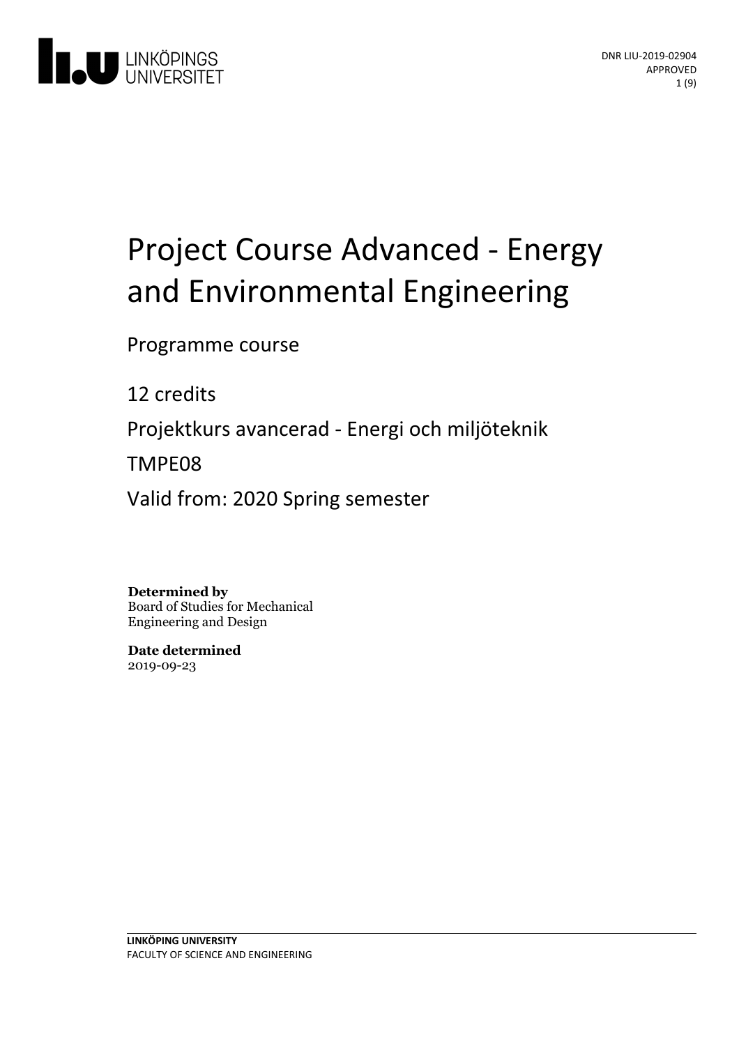DNR LIU-2019-02904
APPROVED

# Project Course Advanced - Energy and Environmental Engineering

Programme course

12 credits

Projektkurs avancerad - Energi och miljöteknik

TMPE08

Valid from: 2020 Spring semester

**Determined by**
Board of Studies for Mechanical Engineering and Design

**Date determined**
2019-09-23

**LINKÖPING UNIVERSITY**
FACULTY OF SCIENCE AND ENGINEERING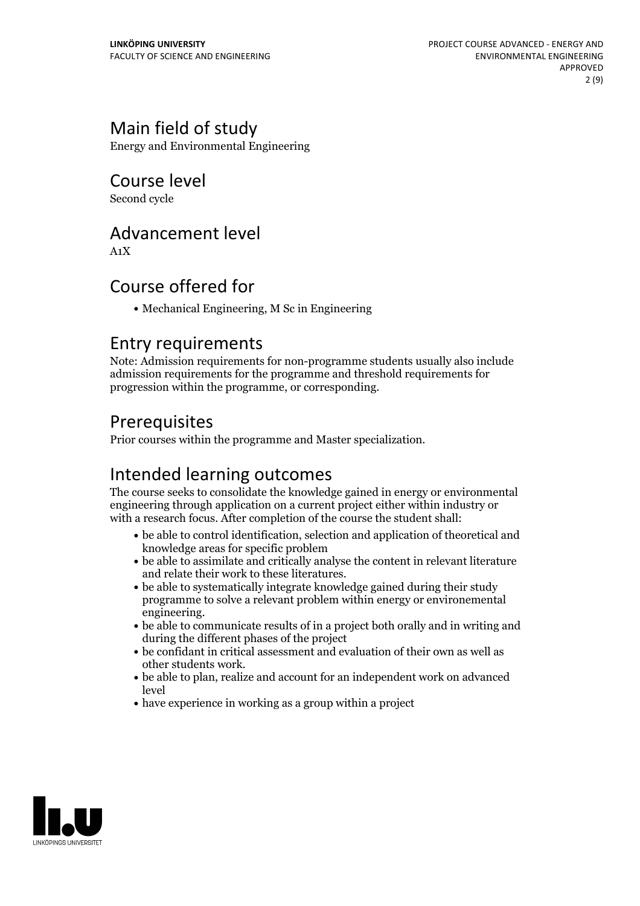## Main field of study

Energy and Environmental Engineering

## Course level

Second cycle

## Advancement level

A1X

## Course offered for

- Mechanical Engineering, M Sc in Engineering

## Entry requirements

Note: Admission requirements for non-programme students usually also include admission requirements for the programme and threshold requirements for progression within the programme, or corresponding.

## Prerequisites

Prior courses within the programme and Master specialization.

## Intended learning outcomes

The course seeks to consolidate the knowledge gained in energy or environmental engineering through application on a current project either within industry or with a research focus. After completion of the course the student shall:

- be able to control identification, selection and application of theoretical and knowledge areas for specific problem
- be able to assimilate and critically analyse the content in relevant literature and relate their work to these literatures.
- be able to systematically integrate knowledge gained during their study programme to solve a relevant problem within energy or environemental engineering.
- be able to communicate results of in a project both orally and in writing and during the different phases of the project
- be confidant in critical assessment and evaluation of their own as well as other students work.
- be able to plan, realize and account for an independent work on advanced level
- have experience in working as a group within a project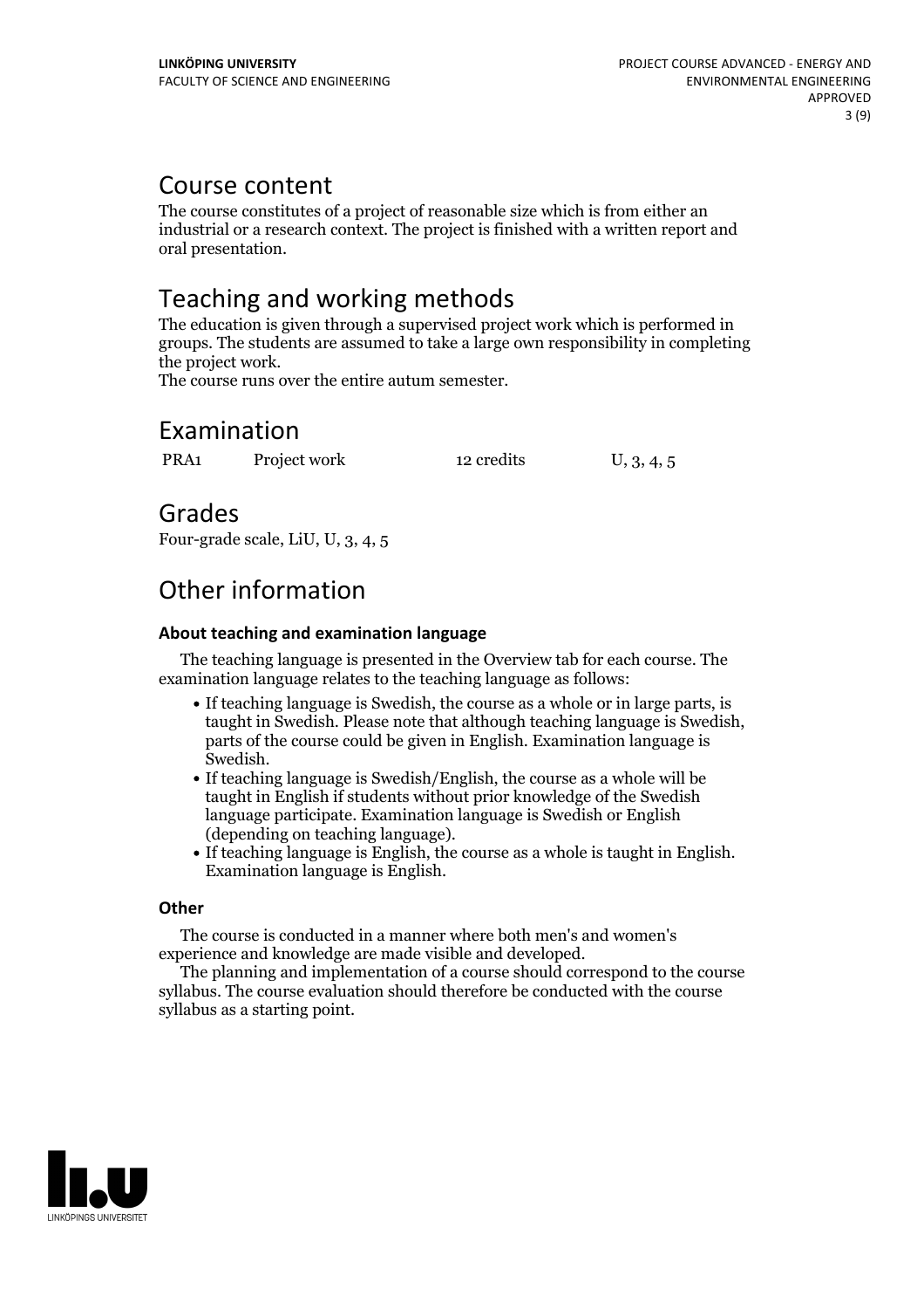# Course content

The course constitutes of a project of reasonable size which is from either an industrial or a research context. The project is finished with a written report and oral presentation.

# Teaching and working methods

The education is given through a supervised project work which is performed in groups. The students are assumed to take a large own responsibility in completing the project work.
The course runs over the entire autum semester.

# Examination

| PRA1 | Project work | 12 credits | U, 3, 4, 5 |
|---|---|---|---|

# Grades

Four-grade scale, LiU, U, 3, 4, 5

# Other information

### About teaching and examination language

The teaching language is presented in the Overview tab for each course. The examination language relates to the teaching language as follows:

- If teaching language is Swedish, the course as a whole or in large parts, is taught in Swedish. Please note that although teaching language is Swedish, parts of the course could be given in English. Examination language is Swedish.
- If teaching language is Swedish/English, the course as a whole will be taught in English if students without prior knowledge of the Swedish language participate. Examination language is Swedish or English (depending on teaching language).
- If teaching language is English, the course as a whole is taught in English. Examination language is English.

### Other

The course is conducted in a manner where both men's and women's experience and knowledge are made visible and developed.

The planning and implementation of a course should correspond to the course syllabus. The course evaluation should therefore be conducted with the course syllabus as a starting point.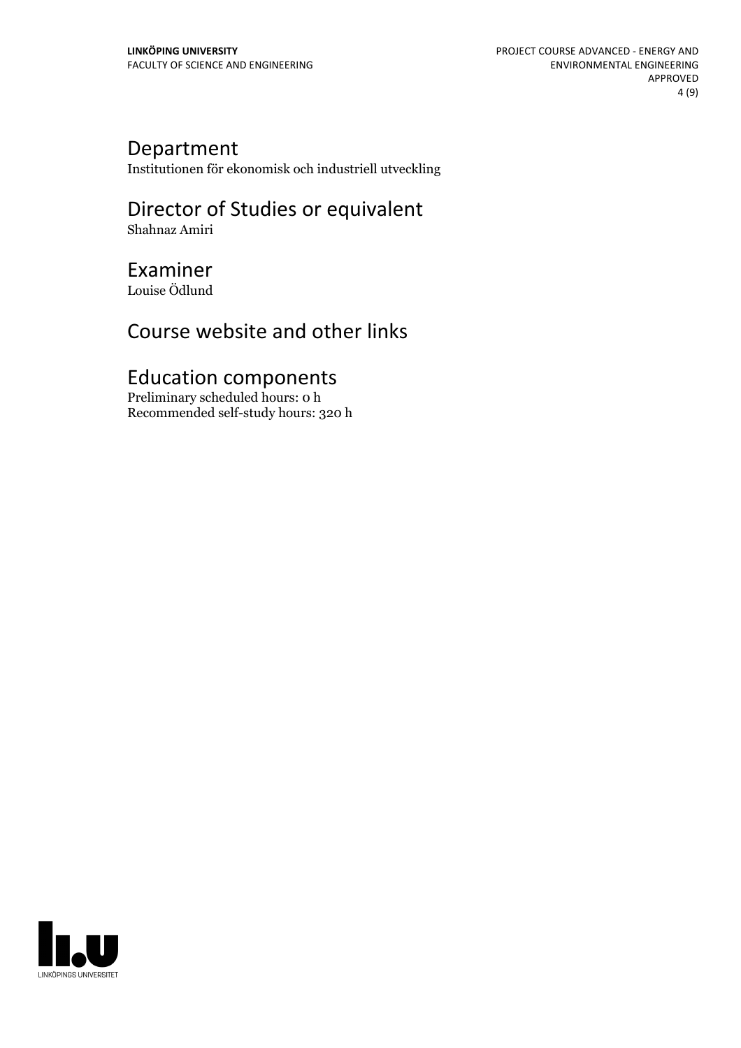## Department

Institutionen för ekonomisk och industriell utveckling

## Director of Studies or equivalent

Shahnaz Amiri

## Examiner

Louise Ödlund

## Course website and other links

## Education components

Preliminary scheduled hours: 0 h
Recommended self-study hours: 320 h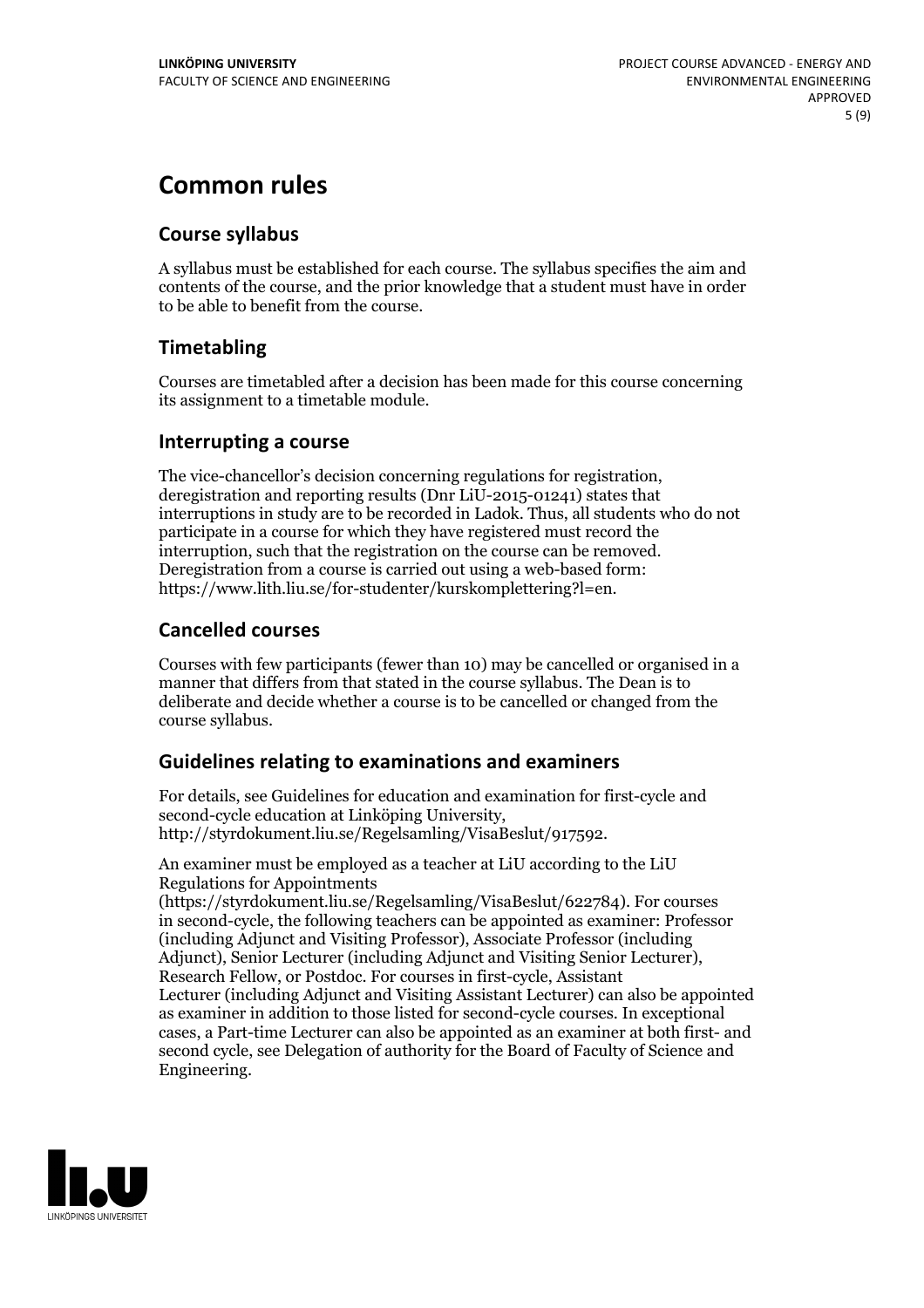# Common rules

## Course syllabus

A syllabus must be established for each course. The syllabus specifies the aim and contents of the course, and the prior knowledge that a student must have in order to be able to benefit from the course.

## Timetabling

Courses are timetabled after a decision has been made for this course concerning its assignment to a timetable module.

## Interrupting a course

The vice-chancellor's decision concerning regulations for registration, deregistration and reporting results (Dnr LiU-2015-01241) states that interruptions in study are to be recorded in Ladok. Thus, all students who do not participate in a course for which they have registered must record the interruption, such that the registration on the course can be removed. Deregistration from a course is carried out using a web-based form: https://www.lith.liu.se/for-studenter/kurskomplettering?l=en.

## Cancelled courses

Courses with few participants (fewer than 10) may be cancelled or organised in a manner that differs from that stated in the course syllabus. The Dean is to deliberate and decide whether a course is to be cancelled or changed from the course syllabus.

## Guidelines relating to examinations and examiners

For details, see Guidelines for education and examination for first-cycle and second-cycle education at Linköping University, http://styrdokument.liu.se/Regelsamling/VisaBeslut/917592.

An examiner must be employed as a teacher at LiU according to the LiU Regulations for Appointments (https://styrdokument.liu.se/Regelsamling/VisaBeslut/622784). For courses in second-cycle, the following teachers can be appointed as examiner: Professor (including Adjunct and Visiting Professor), Associate Professor (including Adjunct), Senior Lecturer (including Adjunct and Visiting Senior Lecturer), Research Fellow, or Postdoc. For courses in first-cycle, Assistant Lecturer (including Adjunct and Visiting Assistant Lecturer) can also be appointed as examiner in addition to those listed for second-cycle courses. In exceptional cases, a Part-time Lecturer can also be appointed as an examiner at both first- and second cycle, see Delegation of authority for the Board of Faculty of Science and Engineering.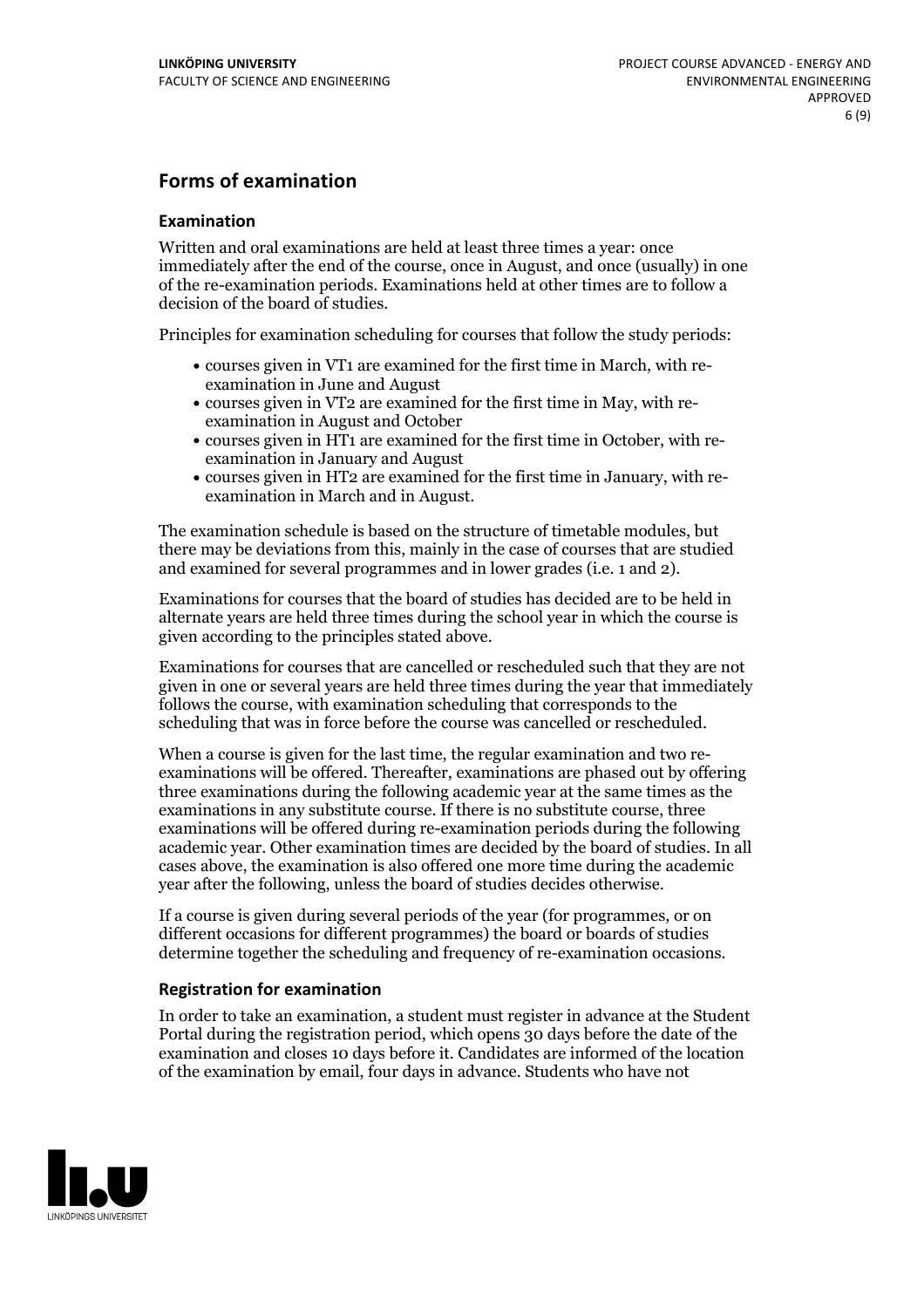## Forms of examination

### Examination

Written and oral examinations are held at least three times a year: once immediately after the end of the course, once in August, and once (usually) in one of the re-examination periods. Examinations held at other times are to follow a decision of the board of studies.

Principles for examination scheduling for courses that follow the study periods:

- courses given in VT1 are examined for the first time in March, with re-examination in June and August
- courses given in VT2 are examined for the first time in May, with re-examination in August and October
- courses given in HT1 are examined for the first time in October, with re-examination in January and August
- courses given in HT2 are examined for the first time in January, with re-examination in March and in August.

The examination schedule is based on the structure of timetable modules, but there may be deviations from this, mainly in the case of courses that are studied and examined for several programmes and in lower grades (i.e. 1 and 2).

Examinations for courses that the board of studies has decided are to be held in alternate years are held three times during the school year in which the course is given according to the principles stated above.

Examinations for courses that are cancelled or rescheduled such that they are not given in one or several years are held three times during the year that immediately follows the course, with examination scheduling that corresponds to the scheduling that was in force before the course was cancelled or rescheduled.

When a course is given for the last time, the regular examination and two re-examinations will be offered. Thereafter, examinations are phased out by offering three examinations during the following academic year at the same times as the examinations in any substitute course. If there is no substitute course, three examinations will be offered during re-examination periods during the following academic year. Other examination times are decided by the board of studies. In all cases above, the examination is also offered one more time during the academic year after the following, unless the board of studies decides otherwise.

If a course is given during several periods of the year (for programmes, or on different occasions for different programmes) the board or boards of studies determine together the scheduling and frequency of re-examination occasions.

### Registration for examination

In order to take an examination, a student must register in advance at the Student Portal during the registration period, which opens 30 days before the date of the examination and closes 10 days before it. Candidates are informed of the location of the examination by email, four days in advance. Students who have not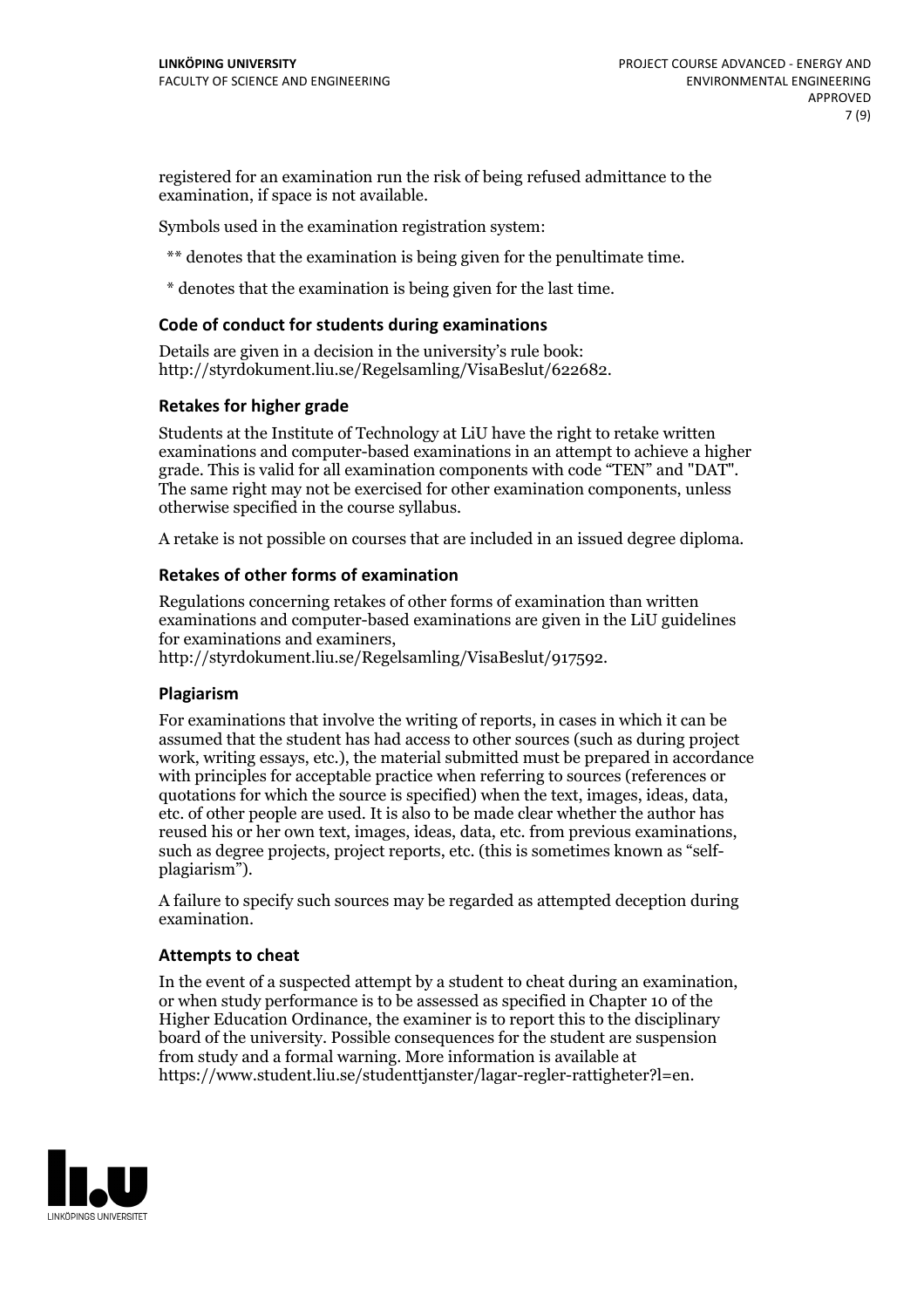registered for an examination run the risk of being refused admittance to the examination, if space is not available.

Symbols used in the examination registration system:

** denotes that the examination is being given for the penultimate time.

* denotes that the examination is being given for the last time.

### Code of conduct for students during examinations

Details are given in a decision in the university's rule book: http://styrdokument.liu.se/Regelsamling/VisaBeslut/622682.

### Retakes for higher grade

Students at the Institute of Technology at LiU have the right to retake written examinations and computer-based examinations in an attempt to achieve a higher grade. This is valid for all examination components with code "TEN" and "DAT". The same right may not be exercised for other examination components, unless otherwise specified in the course syllabus.

A retake is not possible on courses that are included in an issued degree diploma.

### Retakes of other forms of examination

Regulations concerning retakes of other forms of examination than written examinations and computer-based examinations are given in the LiU guidelines for examinations and examiners, http://styrdokument.liu.se/Regelsamling/VisaBeslut/917592.

### Plagiarism

For examinations that involve the writing of reports, in cases in which it can be assumed that the student has had access to other sources (such as during project work, writing essays, etc.), the material submitted must be prepared in accordance with principles for acceptable practice when referring to sources (references or quotations for which the source is specified) when the text, images, ideas, data, etc. of other people are used. It is also to be made clear whether the author has reused his or her own text, images, ideas, data, etc. from previous examinations, such as degree projects, project reports, etc. (this is sometimes known as "self-plagiarism").

A failure to specify such sources may be regarded as attempted deception during examination.

### Attempts to cheat

In the event of a suspected attempt by a student to cheat during an examination, or when study performance is to be assessed as specified in Chapter 10 of the Higher Education Ordinance, the examiner is to report this to the disciplinary board of the university. Possible consequences for the student are suspension from study and a formal warning. More information is available at https://www.student.liu.se/studenttjanster/lagar-regler-rattigheter?l=en.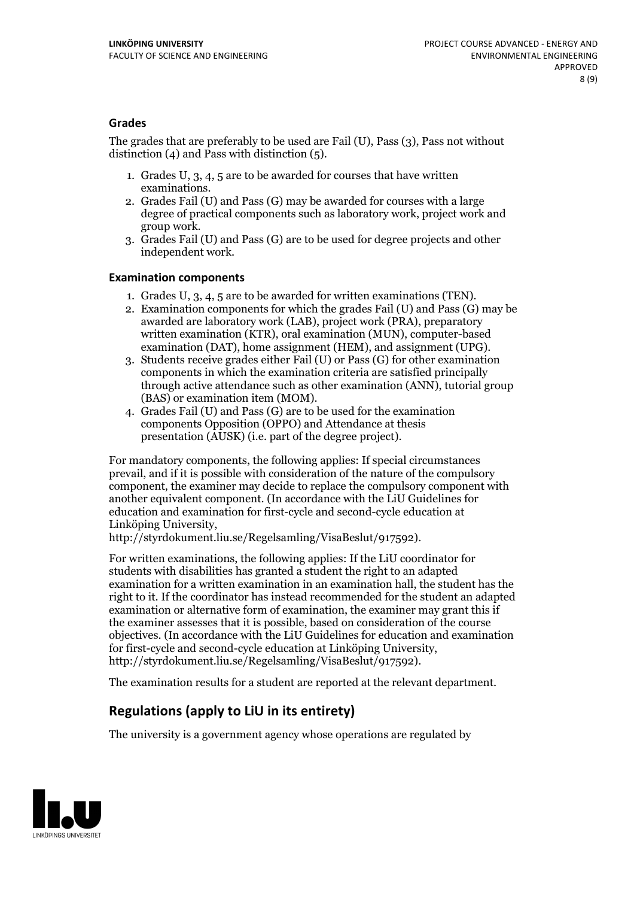### Grades

The grades that are preferably to be used are Fail (U), Pass (3), Pass not without distinction (4) and Pass with distinction (5).

1. Grades U, 3, 4, 5 are to be awarded for courses that have written examinations.
2. Grades Fail (U) and Pass (G) may be awarded for courses with a large degree of practical components such as laboratory work, project work and group work.
3. Grades Fail (U) and Pass (G) are to be used for degree projects and other independent work.

### Examination components

1. Grades U, 3, 4, 5 are to be awarded for written examinations (TEN).
2. Examination components for which the grades Fail (U) and Pass (G) may be awarded are laboratory work (LAB), project work (PRA), preparatory written examination (KTR), oral examination (MUN), computer-based examination (DAT), home assignment (HEM), and assignment (UPG).
3. Students receive grades either Fail (U) or Pass (G) for other examination components in which the examination criteria are satisfied principally through active attendance such as other examination (ANN), tutorial group (BAS) or examination item (MOM).
4. Grades Fail (U) and Pass (G) are to be used for the examination components Opposition (OPPO) and Attendance at thesis presentation (AUSK) (i.e. part of the degree project).

For mandatory components, the following applies: If special circumstances prevail, and if it is possible with consideration of the nature of the compulsory component, the examiner may decide to replace the compulsory component with another equivalent component. (In accordance with the LiU Guidelines for education and examination for first-cycle and second-cycle education at Linköping University, http://styrdokument.liu.se/Regelsamling/VisaBeslut/917592).

For written examinations, the following applies: If the LiU coordinator for students with disabilities has granted a student the right to an adapted examination for a written examination in an examination hall, the student has the right to it. If the coordinator has instead recommended for the student an adapted examination or alternative form of examination, the examiner may grant this if the examiner assesses that it is possible, based on consideration of the course objectives. (In accordance with the LiU Guidelines for education and examination for first-cycle and second-cycle education at Linköping University, http://styrdokument.liu.se/Regelsamling/VisaBeslut/917592).

The examination results for a student are reported at the relevant department.

## Regulations (apply to LiU in its entirety)

The university is a government agency whose operations are regulated by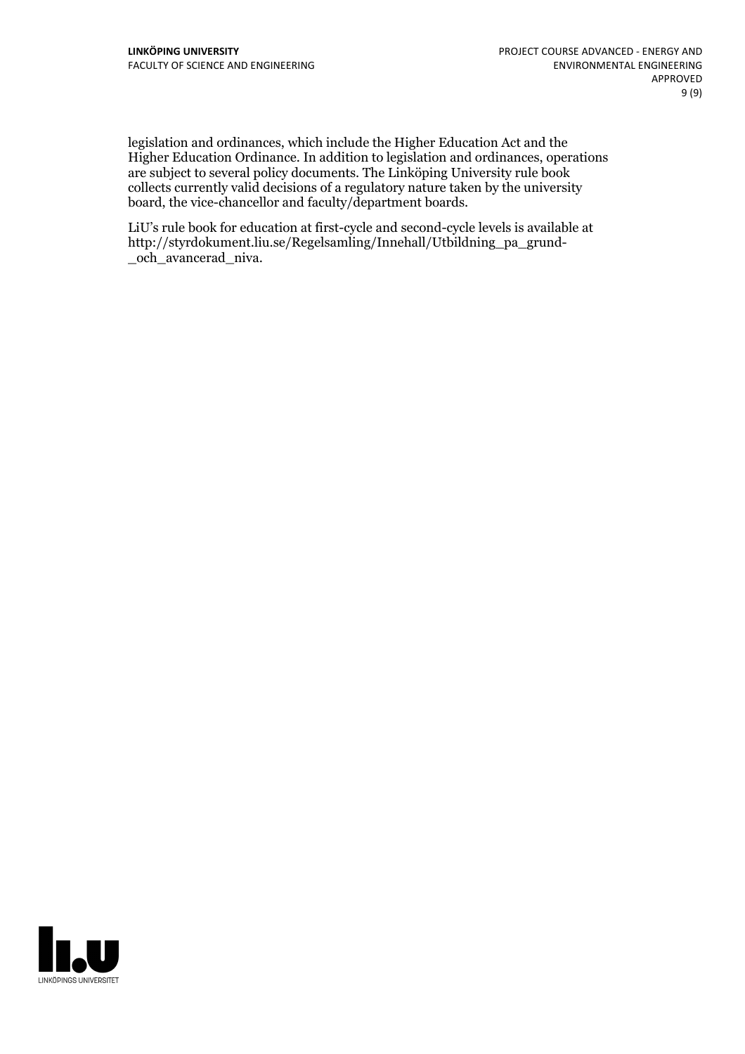legislation and ordinances, which include the Higher Education Act and the Higher Education Ordinance. In addition to legislation and ordinances, operations are subject to several policy documents. The Linköping University rule book collects currently valid decisions of a regulatory nature taken by the university board, the vice-chancellor and faculty/department boards.

LiU's rule book for education at first-cycle and second-cycle levels is available at http://styrdokument.liu.se/Regelsamling/Innehall/Utbildning_pa_grund-_och_avancerad_niva.